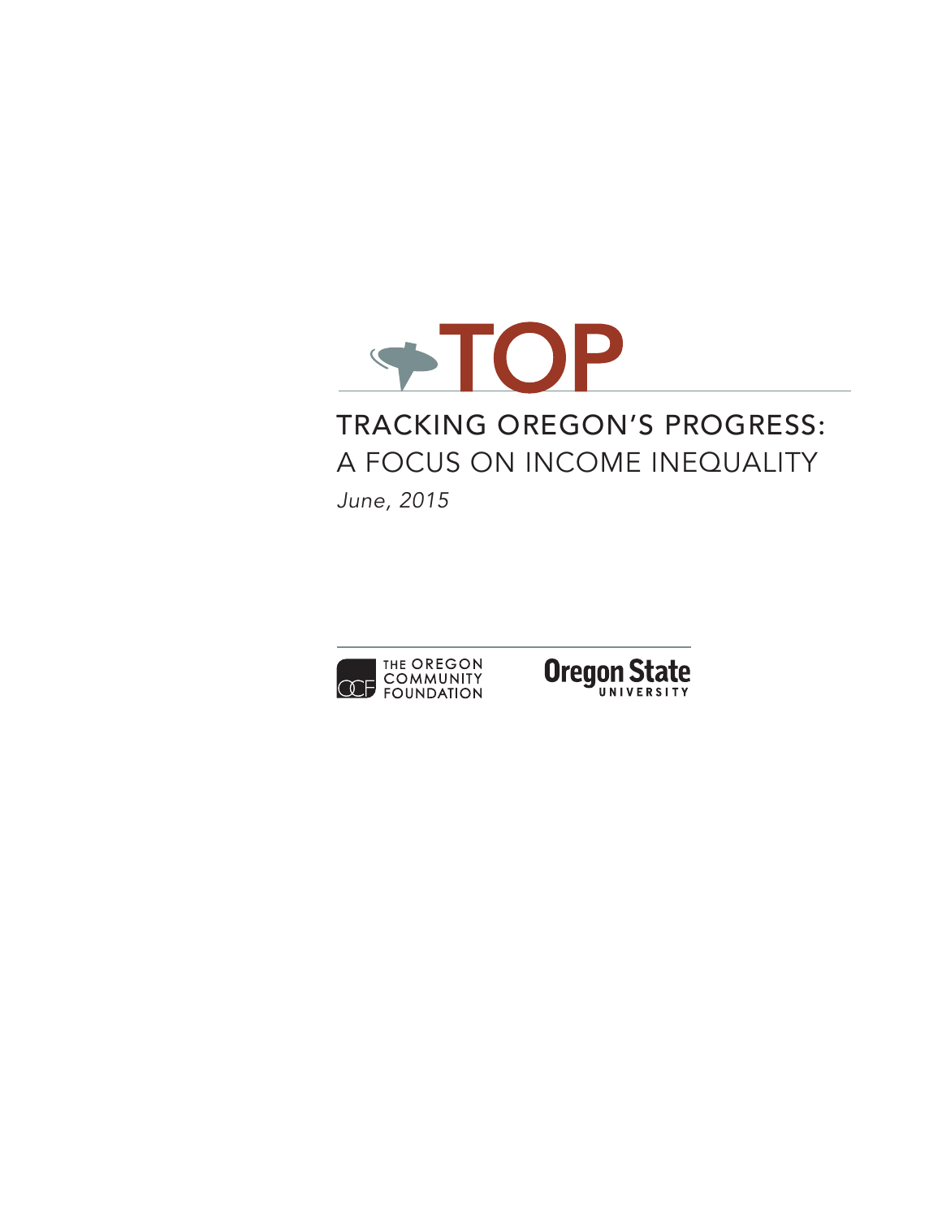# TOP

## TRACKING OREGON'S PROGRESS:
## A FOCUS ON INCOME INEQUALITY

*June, 2015*

THE OREGON COMMUNITY FOUNDATION

Oregon State UNIVERSITY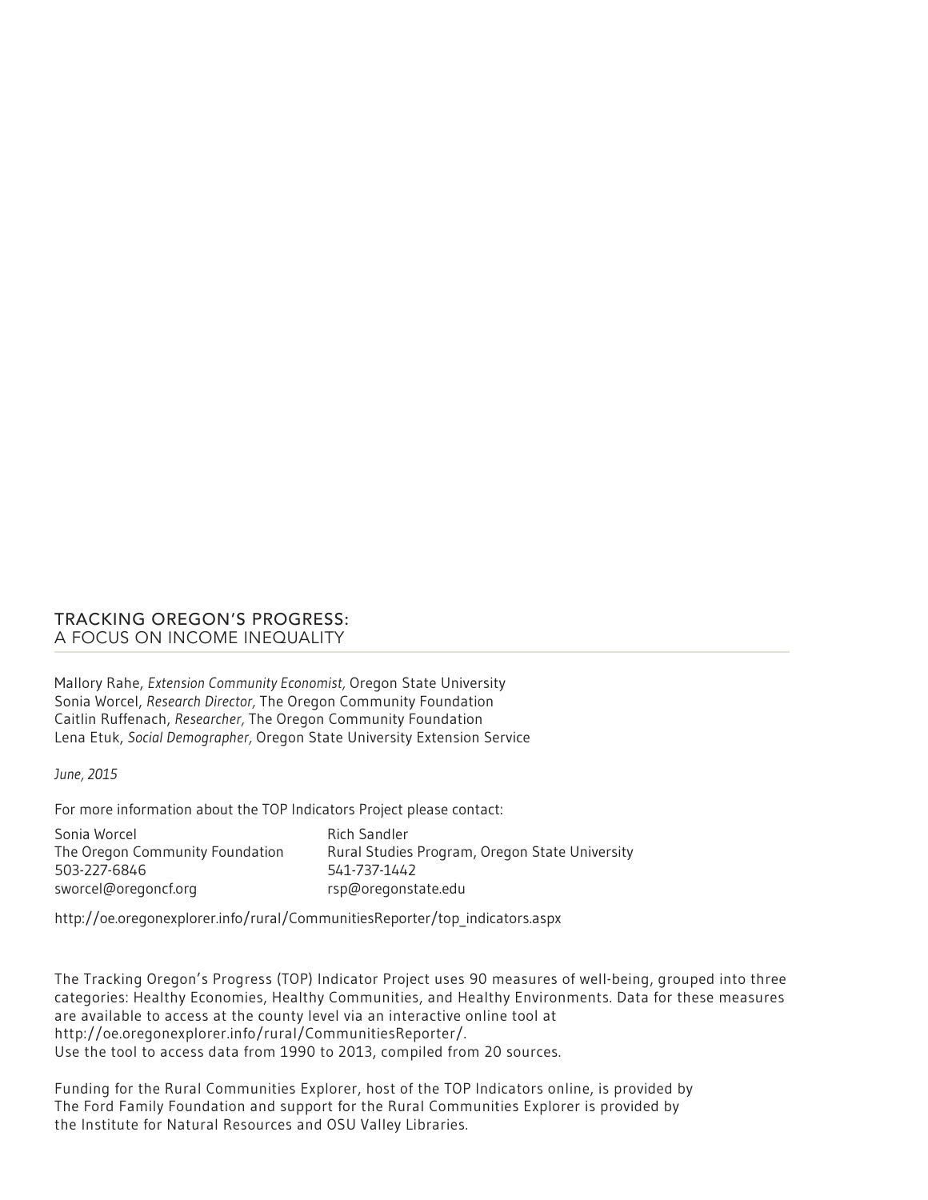# TRACKING OREGON'S PROGRESS:
## A FOCUS ON INCOME INEQUALITY

Mallory Rahe, *Extension Community Economist,* Oregon State University
Sonia Worcel, *Research Director,* The Oregon Community Foundation
Caitlin Ruffenach, *Researcher,* The Oregon Community Foundation
Lena Etuk, *Social Demographer,* Oregon State University Extension Service

*June, 2015*

For more information about the TOP Indicators Project please contact:

Sonia Worcel
The Oregon Community Foundation
503-227-6846
sworcel@oregoncf.org

Rich Sandler
Rural Studies Program, Oregon State University
541-737-1442
rsp@oregonstate.edu

http://oe.oregonexplorer.info/rural/CommunitiesReporter/top_indicators.aspx

The Tracking Oregon's Progress (TOP) Indicator Project uses 90 measures of well-being, grouped into three categories: Healthy Economies, Healthy Communities, and Healthy Environments. Data for these measures are available to access at the county level via an interactive online tool at http://oe.oregonexplorer.info/rural/CommunitiesReporter/.
Use the tool to access data from 1990 to 2013, compiled from 20 sources.

Funding for the Rural Communities Explorer, host of the TOP Indicators online, is provided by The Ford Family Foundation and support for the Rural Communities Explorer is provided by the Institute for Natural Resources and OSU Valley Libraries.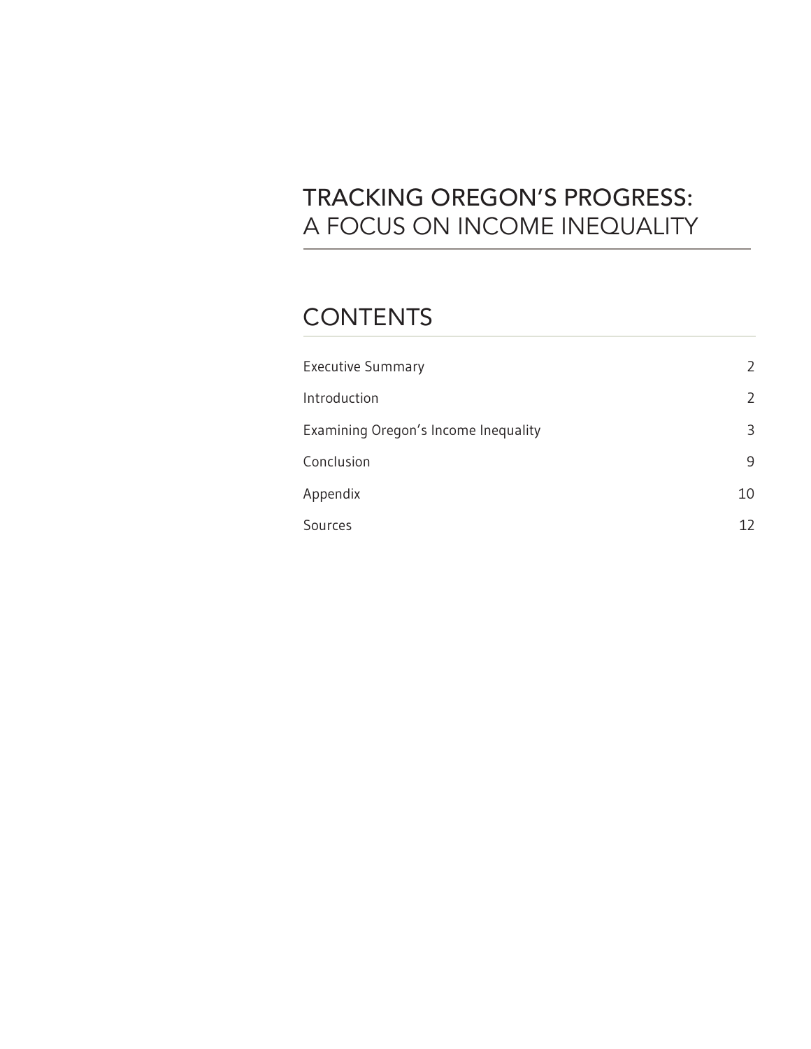# TRACKING OREGON'S PROGRESS: A FOCUS ON INCOME INEQUALITY

## CONTENTS

| Section | Page |
|---|---|
| Executive Summary | 2 |
| Introduction | 2 |
| Examining Oregon's Income Inequality | 3 |
| Conclusion | 9 |
| Appendix | 10 |
| Sources | 12 |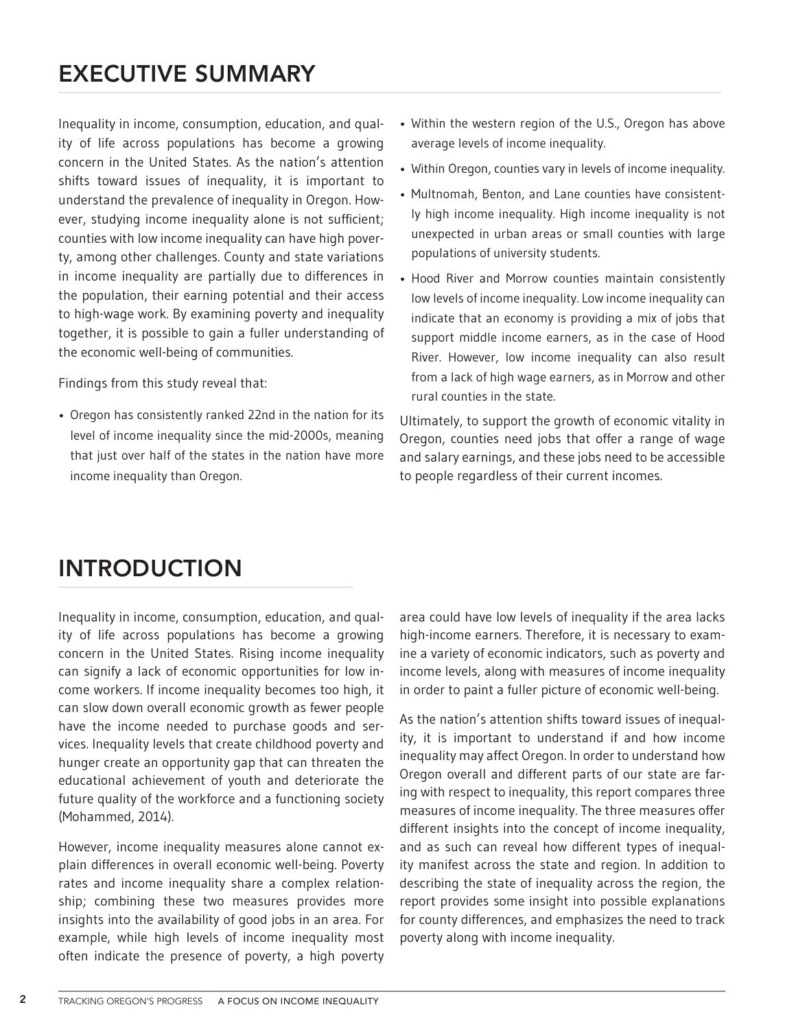# EXECUTIVE SUMMARY

Inequality in income, consumption, education, and quality of life across populations has become a growing concern in the United States. As the nation's attention shifts toward issues of inequality, it is important to understand the prevalence of inequality in Oregon. However, studying income inequality alone is not sufficient; counties with low income inequality can have high poverty, among other challenges. County and state variations in income inequality are partially due to differences in the population, their earning potential and their access to high-wage work. By examining poverty and inequality together, it is possible to gain a fuller understanding of the economic well-being of communities.

Findings from this study reveal that:

- Oregon has consistently ranked 22nd in the nation for its level of income inequality since the mid-2000s, meaning that just over half of the states in the nation have more income inequality than Oregon.
- Within the western region of the U.S., Oregon has above average levels of income inequality.
- Within Oregon, counties vary in levels of income inequality.
- Multnomah, Benton, and Lane counties have consistently high income inequality. High income inequality is not unexpected in urban areas or small counties with large populations of university students.
- Hood River and Morrow counties maintain consistently low levels of income inequality. Low income inequality can indicate that an economy is providing a mix of jobs that support middle income earners, as in the case of Hood River. However, low income inequality can also result from a lack of high wage earners, as in Morrow and other rural counties in the state.

Ultimately, to support the growth of economic vitality in Oregon, counties need jobs that offer a range of wage and salary earnings, and these jobs need to be accessible to people regardless of their current incomes.

# INTRODUCTION

Inequality in income, consumption, education, and quality of life across populations has become a growing concern in the United States. Rising income inequality can signify a lack of economic opportunities for low income workers. If income inequality becomes too high, it can slow down overall economic growth as fewer people have the income needed to purchase goods and services. Inequality levels that create childhood poverty and hunger create an opportunity gap that can threaten the educational achievement of youth and deteriorate the future quality of the workforce and a functioning society (Mohammed, 2014).

However, income inequality measures alone cannot explain differences in overall economic well-being. Poverty rates and income inequality share a complex relationship; combining these two measures provides more insights into the availability of good jobs in an area. For example, while high levels of income inequality most often indicate the presence of poverty, a high poverty area could have low levels of inequality if the area lacks high-income earners. Therefore, it is necessary to examine a variety of economic indicators, such as poverty and income levels, along with measures of income inequality in order to paint a fuller picture of economic well-being.

As the nation's attention shifts toward issues of inequality, it is important to understand if and how income inequality may affect Oregon. In order to understand how Oregon overall and different parts of our state are faring with respect to inequality, this report compares three measures of income inequality. The three measures offer different insights into the concept of income inequality, and as such can reveal how different types of inequality manifest across the state and region. In addition to describing the state of inequality across the region, the report provides some insight into possible explanations for county differences, and emphasizes the need to track poverty along with income inequality.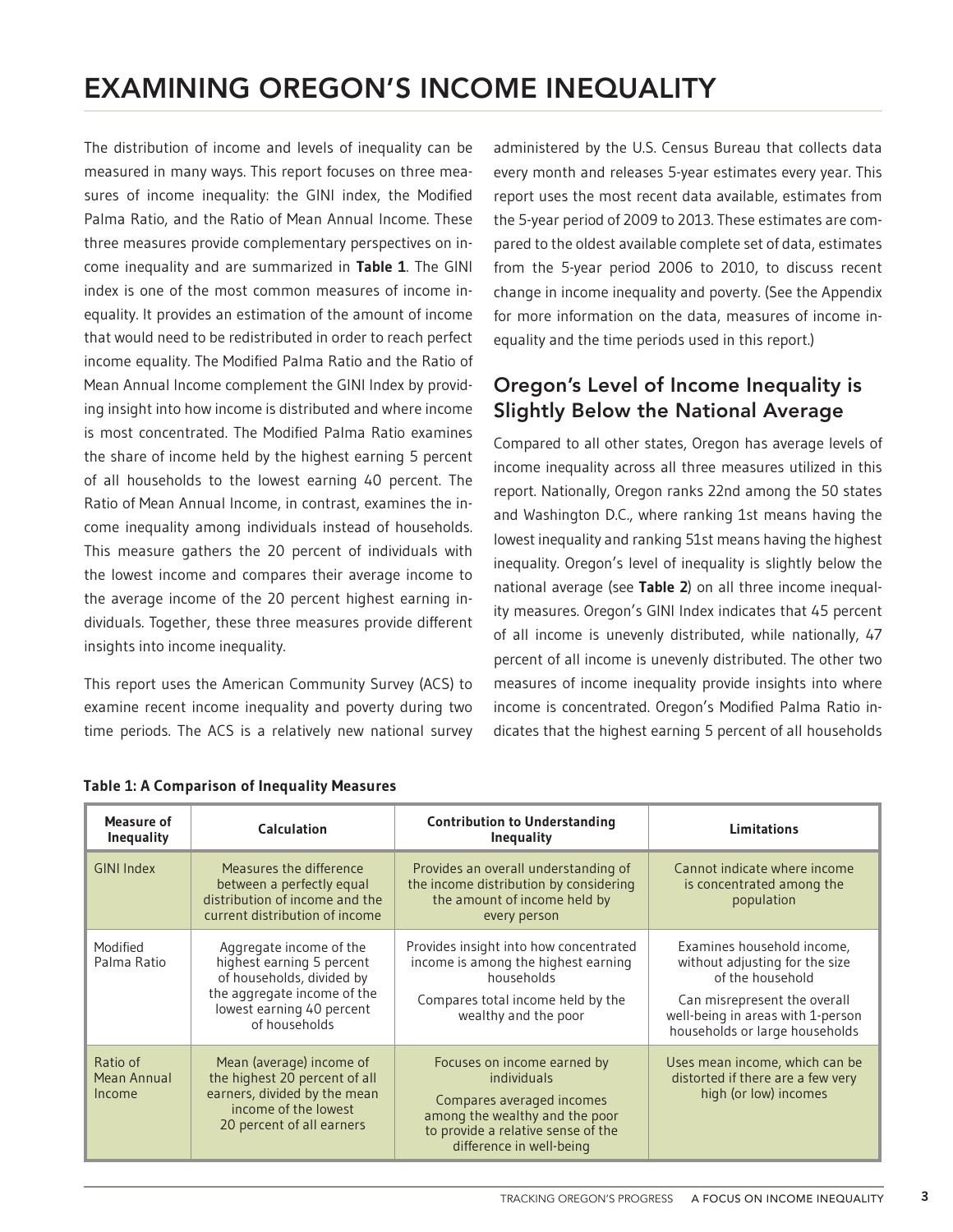# EXAMINING OREGON'S INCOME INEQUALITY

The distribution of income and levels of inequality can be measured in many ways. This report focuses on three measures of income inequality: the GINI index, the Modified Palma Ratio, and the Ratio of Mean Annual Income. These three measures provide complementary perspectives on income inequality and are summarized in **Table 1**. The GINI index is one of the most common measures of income inequality. It provides an estimation of the amount of income that would need to be redistributed in order to reach perfect income equality. The Modified Palma Ratio and the Ratio of Mean Annual Income complement the GINI Index by providing insight into how income is distributed and where income is most concentrated. The Modified Palma Ratio examines the share of income held by the highest earning 5 percent of all households to the lowest earning 40 percent. The Ratio of Mean Annual Income, in contrast, examines the income inequality among individuals instead of households. This measure gathers the 20 percent of individuals with the lowest income and compares their average income to the average income of the 20 percent highest earning individuals. Together, these three measures provide different insights into income inequality.

This report uses the American Community Survey (ACS) to examine recent income inequality and poverty during two time periods. The ACS is a relatively new national survey administered by the U.S. Census Bureau that collects data every month and releases 5-year estimates every year. This report uses the most recent data available, estimates from the 5-year period of 2009 to 2013. These estimates are compared to the oldest available complete set of data, estimates from the 5-year period 2006 to 2010, to discuss recent change in income inequality and poverty. (See the Appendix for more information on the data, measures of income inequality and the time periods used in this report.)

## Oregon's Level of Income Inequality is Slightly Below the National Average

Compared to all other states, Oregon has average levels of income inequality across all three measures utilized in this report. Nationally, Oregon ranks 22nd among the 50 states and Washington D.C., where ranking 1st means having the lowest inequality and ranking 51st means having the highest inequality. Oregon's level of inequality is slightly below the national average (see **Table 2**) on all three income inequality measures. Oregon's GINI Index indicates that 45 percent of all income is unevenly distributed, while nationally, 47 percent of all income is unevenly distributed. The other two measures of income inequality provide insights into where income is concentrated. Oregon's Modified Palma Ratio indicates that the highest earning 5 percent of all households

**Table 1: A Comparison of Inequality Measures**

| Measure of Inequality | Calculation | Contribution to Understanding Inequality | Limitations |
|---|---|---|---|
| GINI Index | Measures the difference between a perfectly equal distribution of income and the current distribution of income | Provides an overall understanding of the income distribution by considering the amount of income held by every person | Cannot indicate where income is concentrated among the population |
| Modified Palma Ratio | Aggregate income of the highest earning 5 percent of households, divided by the aggregate income of the lowest earning 40 percent of households | Provides insight into how concentrated income is among the highest earning households<br>Compares total income held by the wealthy and the poor | Examines household income, without adjusting for the size of the household<br>Can misrepresent the overall well-being in areas with 1-person households or large households |
| Ratio of Mean Annual Income | Mean (average) income of the highest 20 percent of all earners, divided by the mean income of the lowest 20 percent of all earners | Focuses on income earned by individuals<br>Compares averaged incomes among the wealthy and the poor to provide a relative sense of the difference in well-being | Uses mean income, which can be distorted if there are a few very high (or low) incomes |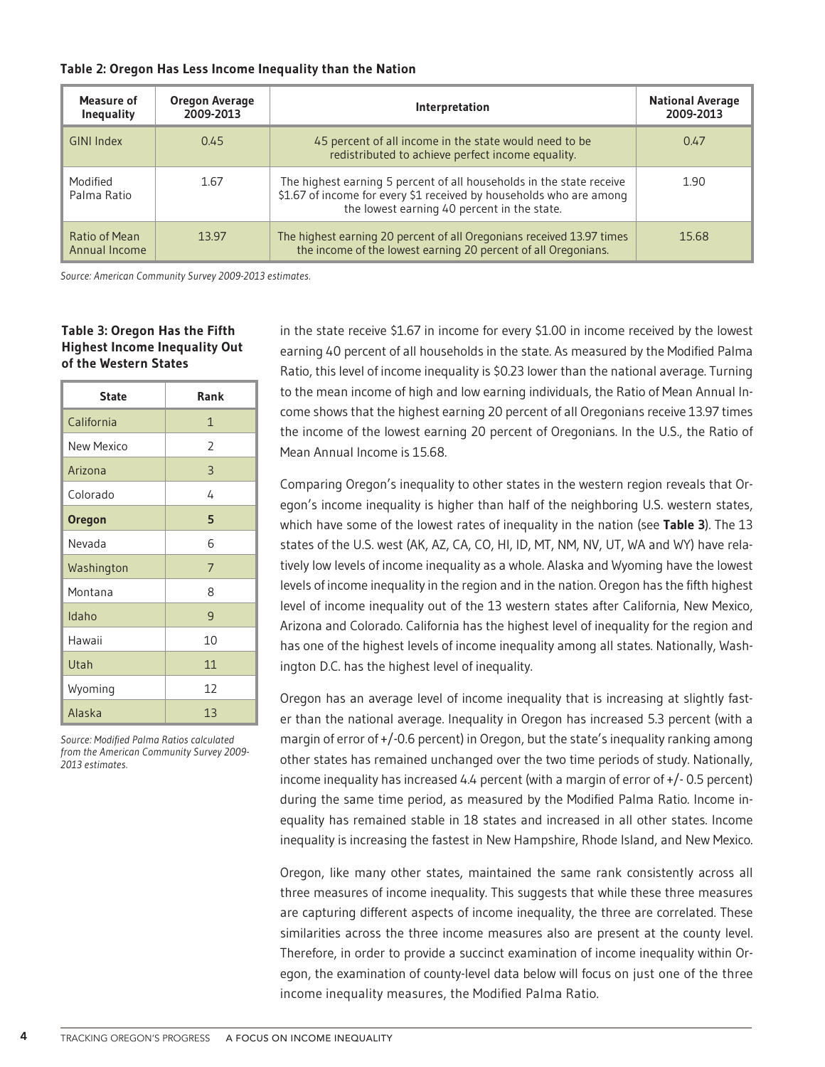**Table 2: Oregon Has Less Income Inequality than the Nation**

| Measure of Inequality | Oregon Average 2009-2013 | Interpretation | National Average 2009-2013 |
|---|---|---|---|
| GINI Index | 0.45 | 45 percent of all income in the state would need to be redistributed to achieve perfect income equality. | 0.47 |
| Modified Palma Ratio | 1.67 | The highest earning 5 percent of all households in the state receive $1.67 of income for every $1 received by households who are among the lowest earning 40 percent in the state. | 1.90 |
| Ratio of Mean Annual Income | 13.97 | The highest earning 20 percent of all Oregonians received 13.97 times the income of the lowest earning 20 percent of all Oregonians. | 15.68 |

*Source: American Community Survey 2009-2013 estimates.*

**Table 3: Oregon Has the Fifth Highest Income Inequality Out of the Western States**

| State | Rank |
|---|---|
| California | 1 |
| New Mexico | 2 |
| Arizona | 3 |
| Colorado | 4 |
| **Oregon** | **5** |
| Nevada | 6 |
| Washington | 7 |
| Montana | 8 |
| Idaho | 9 |
| Hawaii | 10 |
| Utah | 11 |
| Wyoming | 12 |
| Alaska | 13 |

*Source: Modified Palma Ratios calculated from the American Community Survey 2009-2013 estimates.*

in the state receive $1.67 in income for every $1.00 in income received by the lowest earning 40 percent of all households in the state. As measured by the Modified Palma Ratio, this level of income inequality is $0.23 lower than the national average. Turning to the mean income of high and low earning individuals, the Ratio of Mean Annual Income shows that the highest earning 20 percent of all Oregonians receive 13.97 times the income of the lowest earning 20 percent of Oregonians. In the U.S., the Ratio of Mean Annual Income is 15.68.

Comparing Oregon's inequality to other states in the western region reveals that Oregon's income inequality is higher than half of the neighboring U.S. western states, which have some of the lowest rates of inequality in the nation (see **Table 3**). The 13 states of the U.S. west (AK, AZ, CA, CO, HI, ID, MT, NM, NV, UT, WA and WY) have relatively low levels of income inequality as a whole. Alaska and Wyoming have the lowest levels of income inequality in the region and in the nation. Oregon has the fifth highest level of income inequality out of the 13 western states after California, New Mexico, Arizona and Colorado. California has the highest level of inequality for the region and has one of the highest levels of income inequality among all states. Nationally, Washington D.C. has the highest level of inequality.

Oregon has an average level of income inequality that is increasing at slightly faster than the national average. Inequality in Oregon has increased 5.3 percent (with a margin of error of +/-0.6 percent) in Oregon, but the state's inequality ranking among other states has remained unchanged over the two time periods of study. Nationally, income inequality has increased 4.4 percent (with a margin of error of +/- 0.5 percent) during the same time period, as measured by the Modified Palma Ratio. Income inequality has remained stable in 18 states and increased in all other states. Income inequality is increasing the fastest in New Hampshire, Rhode Island, and New Mexico.

Oregon, like many other states, maintained the same rank consistently across all three measures of income inequality. This suggests that while these three measures are capturing different aspects of income inequality, the three are correlated. These similarities across the three income measures also are present at the county level. Therefore, in order to provide a succinct examination of income inequality within Oregon, the examination of county-level data below will focus on just one of the three income inequality measures, the Modified Palma Ratio.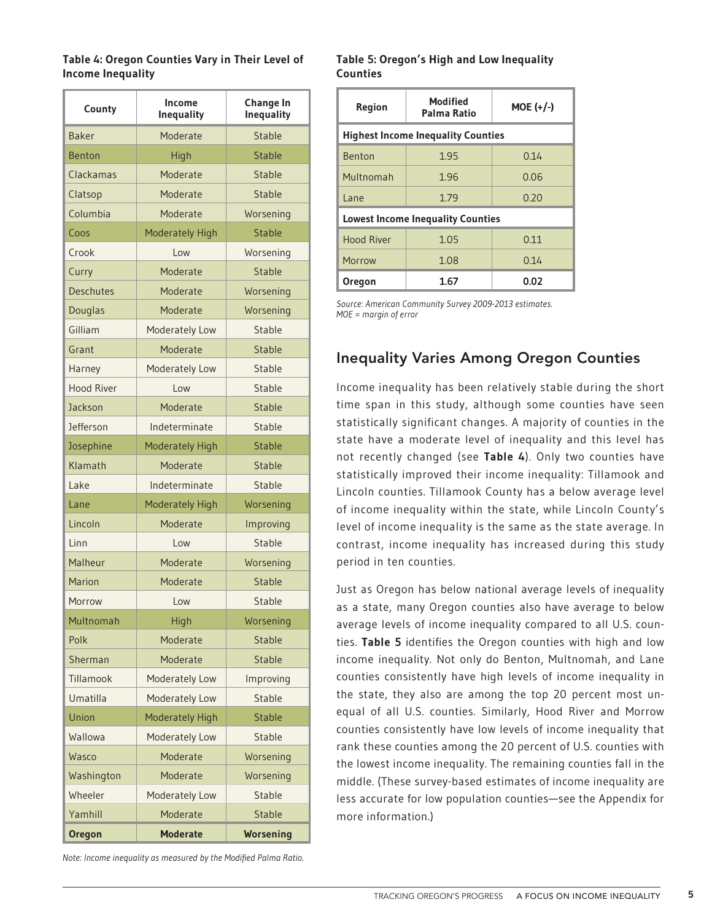**Table 4: Oregon Counties Vary in Their Level of Income Inequality**

| County | Income Inequality | Change In Inequality |
|---|---|---|
| Baker | Moderate | Stable |
| Benton | High | Stable |
| Clackamas | Moderate | Stable |
| Clatsop | Moderate | Stable |
| Columbia | Moderate | Worsening |
| Coos | Moderately High | Stable |
| Crook | Low | Worsening |
| Curry | Moderate | Stable |
| Deschutes | Moderate | Worsening |
| Douglas | Moderate | Worsening |
| Gilliam | Moderately Low | Stable |
| Grant | Moderate | Stable |
| Harney | Moderately Low | Stable |
| Hood River | Low | Stable |
| Jackson | Moderate | Stable |
| Jefferson | Indeterminate | Stable |
| Josephine | Moderately High | Stable |
| Klamath | Moderate | Stable |
| Lake | Indeterminate | Stable |
| Lane | Moderately High | Worsening |
| Lincoln | Moderate | Improving |
| Linn | Low | Stable |
| Malheur | Moderate | Worsening |
| Marion | Moderate | Stable |
| Morrow | Low | Stable |
| Multnomah | High | Worsening |
| Polk | Moderate | Stable |
| Sherman | Moderate | Stable |
| Tillamook | Moderately Low | Improving |
| Umatilla | Moderately Low | Stable |
| Union | Moderately High | Stable |
| Wallowa | Moderately Low | Stable |
| Wasco | Moderate | Worsening |
| Washington | Moderate | Worsening |
| Wheeler | Moderately Low | Stable |
| Yamhill | Moderate | Stable |
| **Oregon** | **Moderate** | **Worsening** |

*Note: Income inequality as measured by the Modified Palma Ratio.*

**Table 5: Oregon's High and Low Inequality Counties**

| Region | Modified Palma Ratio | MOE (+/-) |
|---|---|---|
| **Highest Income Inequality Counties** | | |
| Benton | 1.95 | 0.14 |
| Multnomah | 1.96 | 0.06 |
| Lane | 1.79 | 0.20 |
| **Lowest Income Inequality Counties** | | |
| Hood River | 1.05 | 0.11 |
| Morrow | 1.08 | 0.14 |
| **Oregon** | **1.67** | **0.02** |

*Source: American Community Survey 2009-2013 estimates.*
*MOE = margin of error*

## Inequality Varies Among Oregon Counties

Income inequality has been relatively stable during the short time span in this study, although some counties have seen statistically significant changes. A majority of counties in the state have a moderate level of inequality and this level has not recently changed (see **Table 4**). Only two counties have statistically improved their income inequality: Tillamook and Lincoln counties. Tillamook County has a below average level of income inequality within the state, while Lincoln County's level of income inequality is the same as the state average. In contrast, income inequality has increased during this study period in ten counties.

Just as Oregon has below national average levels of inequality as a state, many Oregon counties also have average to below average levels of income inequality compared to all U.S. counties. **Table 5** identifies the Oregon counties with high and low income inequality. Not only do Benton, Multnomah, and Lane counties consistently have high levels of income inequality in the state, they also are among the top 20 percent most unequal of all U.S. counties. Similarly, Hood River and Morrow counties consistently have low levels of income inequality that rank these counties among the 20 percent of U.S. counties with the lowest income inequality. The remaining counties fall in the middle. (These survey-based estimates of income inequality are less accurate for low population counties—see the Appendix for more information.)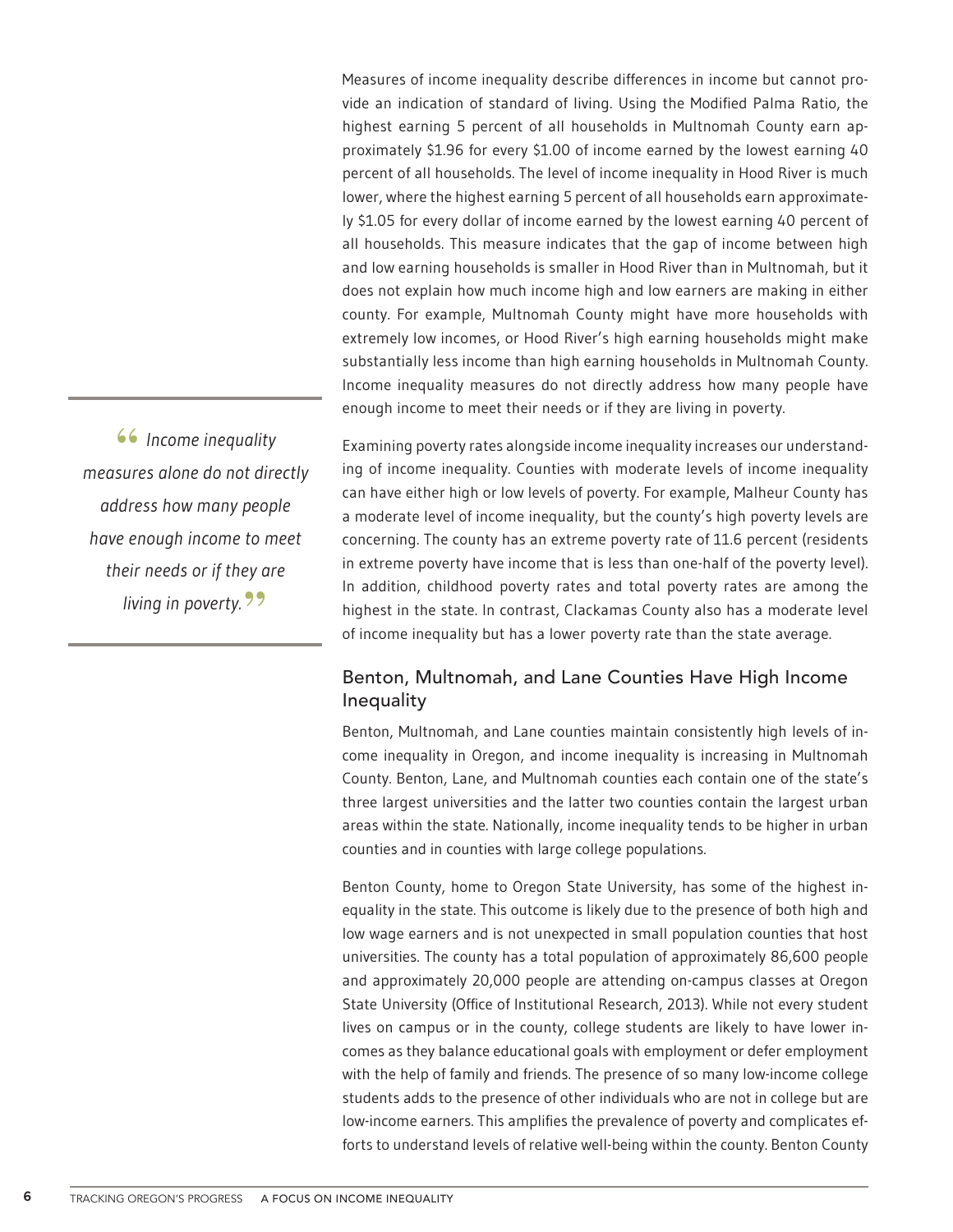Measures of income inequality describe differences in income but cannot provide an indication of standard of living. Using the Modified Palma Ratio, the highest earning 5 percent of all households in Multnomah County earn approximately \$1.96 for every \$1.00 of income earned by the lowest earning 40 percent of all households. The level of income inequality in Hood River is much lower, where the highest earning 5 percent of all households earn approximately \$1.05 for every dollar of income earned by the lowest earning 40 percent of all households. This measure indicates that the gap of income between high and low earning households is smaller in Hood River than in Multnomah, but it does not explain how much income high and low earners are making in either county. For example, Multnomah County might have more households with extremely low incomes, or Hood River's high earning households might make substantially less income than high earning households in Multnomah County. Income inequality measures do not directly address how many people have enough income to meet their needs or if they are living in poverty.

> *"Income inequality measures alone do not directly address how many people have enough income to meet their needs or if they are living in poverty."*

Examining poverty rates alongside income inequality increases our understanding of income inequality. Counties with moderate levels of income inequality can have either high or low levels of poverty. For example, Malheur County has a moderate level of income inequality, but the county's high poverty levels are concerning. The county has an extreme poverty rate of 11.6 percent (residents in extreme poverty have income that is less than one-half of the poverty level). In addition, childhood poverty rates and total poverty rates are among the highest in the state. In contrast, Clackamas County also has a moderate level of income inequality but has a lower poverty rate than the state average.

## Benton, Multnomah, and Lane Counties Have High Income Inequality

Benton, Multnomah, and Lane counties maintain consistently high levels of income inequality in Oregon, and income inequality is increasing in Multnomah County. Benton, Lane, and Multnomah counties each contain one of the state's three largest universities and the latter two counties contain the largest urban areas within the state. Nationally, income inequality tends to be higher in urban counties and in counties with large college populations.

Benton County, home to Oregon State University, has some of the highest inequality in the state. This outcome is likely due to the presence of both high and low wage earners and is not unexpected in small population counties that host universities. The county has a total population of approximately 86,600 people and approximately 20,000 people are attending on-campus classes at Oregon State University (Office of Institutional Research, 2013). While not every student lives on campus or in the county, college students are likely to have lower incomes as they balance educational goals with employment or defer employment with the help of family and friends. The presence of so many low-income college students adds to the presence of other individuals who are not in college but are low-income earners. This amplifies the prevalence of poverty and complicates efforts to understand levels of relative well-being within the county. Benton County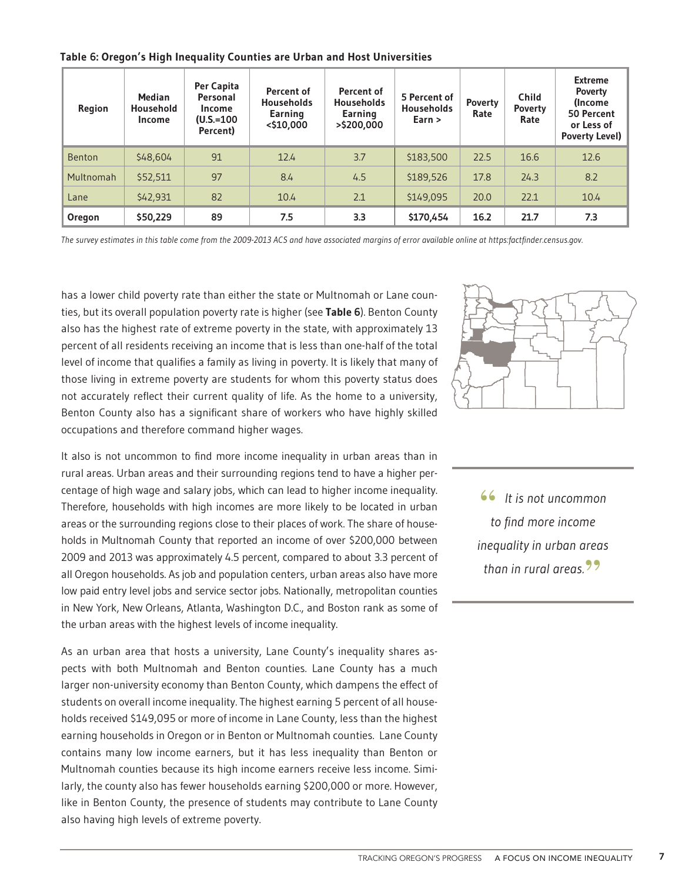**Table 6: Oregon's High Inequality Counties are Urban and Host Universities**

| Region | Median Household Income | Per Capita Personal Income (U.S.=100 Percent) | Percent of Households Earning <$10,000 | Percent of Households Earning >$200,000 | 5 Percent of Households Earn > | Poverty Rate | Child Poverty Rate | Extreme Poverty (Income 50 Percent or Less of Poverty Level) |
|---|---|---|---|---|---|---|---|---|
| Benton | $48,604 | 91 | 12.4 | 3.7 | $183,500 | 22.5 | 16.6 | 12.6 |
| Multnomah | $52,511 | 97 | 8.4 | 4.5 | $189,526 | 17.8 | 24.3 | 8.2 |
| Lane | $42,931 | 82 | 10.4 | 2.1 | $149,095 | 20.0 | 22.1 | 10.4 |
| **Oregon** | **$50,229** | **89** | **7.5** | **3.3** | **$170,454** | **16.2** | **21.7** | **7.3** |

*The survey estimates in this table come from the 2009-2013 ACS and have associated margins of error available online at https:factfinder.census.gov.*

has a lower child poverty rate than either the state or Multnomah or Lane counties, but its overall population poverty rate is higher (see **Table 6**). Benton County also has the highest rate of extreme poverty in the state, with approximately 13 percent of all residents receiving an income that is less than one-half of the total level of income that qualifies a family as living in poverty. It is likely that many of those living in extreme poverty are students for whom this poverty status does not accurately reflect their current quality of life. As the home to a university, Benton County also has a significant share of workers who have highly skilled occupations and therefore command higher wages.

It also is not uncommon to find more income inequality in urban areas than in rural areas. Urban areas and their surrounding regions tend to have a higher percentage of high wage and salary jobs, which can lead to higher income inequality. Therefore, households with high incomes are more likely to be located in urban areas or the surrounding regions close to their places of work. The share of households in Multnomah County that reported an income of over $200,000 between 2009 and 2013 was approximately 4.5 percent, compared to about 3.3 percent of all Oregon households. As job and population centers, urban areas also have more low paid entry level jobs and service sector jobs. Nationally, metropolitan counties in New York, New Orleans, Atlanta, Washington D.C., and Boston rank as some of the urban areas with the highest levels of income inequality.

> *"It is not uncommon to find more income inequality in urban areas than in rural areas."*

As an urban area that hosts a university, Lane County's inequality shares aspects with both Multnomah and Benton counties. Lane County has a much larger non-university economy than Benton County, which dampens the effect of students on overall income inequality. The highest earning 5 percent of all households received $149,095 or more of income in Lane County, less than the highest earning households in Oregon or in Benton or Multnomah counties. Lane County contains many low income earners, but it has less inequality than Benton or Multnomah counties because its high income earners receive less income. Similarly, the county also has fewer households earning $200,000 or more. However, like in Benton County, the presence of students may contribute to Lane County also having high levels of extreme poverty.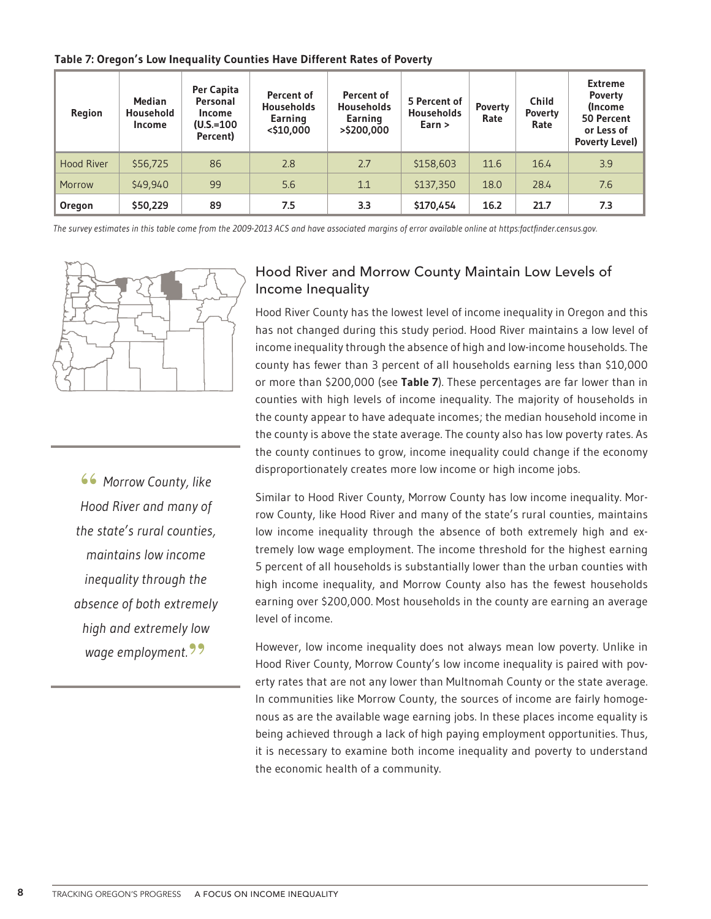**Table 7: Oregon's Low Inequality Counties Have Different Rates of Poverty**

| Region | Median Household Income | Per Capita Personal Income (U.S.=100 Percent) | Percent of Households Earning <$10,000 | Percent of Households Earning >$200,000 | 5 Percent of Households Earn > | Poverty Rate | Child Poverty Rate | Extreme Poverty (Income 50 Percent or Less of Poverty Level) |
|---|---|---|---|---|---|---|---|---|
| Hood River | $56,725 | 86 | 2.8 | 2.7 | $158,603 | 11.6 | 16.4 | 3.9 |
| Morrow | $49,940 | 99 | 5.6 | 1.1 | $137,350 | 18.0 | 28.4 | 7.6 |
| **Oregon** | **$50,229** | **89** | **7.5** | **3.3** | **$170,454** | **16.2** | **21.7** | **7.3** |

*The survey estimates in this table come from the 2009-2013 ACS and have associated margins of error available online at https:factfinder.census.gov.*

## Hood River and Morrow County Maintain Low Levels of Income Inequality

Hood River County has the lowest level of income inequality in Oregon and this has not changed during this study period. Hood River maintains a low level of income inequality through the absence of high and low-income households. The county has fewer than 3 percent of all households earning less than $10,000 or more than $200,000 (see **Table 7**). These percentages are far lower than in counties with high levels of income inequality. The majority of households in the county appear to have adequate incomes; the median household income in the county is above the state average. The county also has low poverty rates. As the county continues to grow, income inequality could change if the economy disproportionately creates more low income or high income jobs.

Similar to Hood River County, Morrow County has low income inequality. Morrow County, like Hood River and many of the state's rural counties, maintains low income inequality through the absence of both extremely high and extremely low wage employment. The income threshold for the highest earning 5 percent of all households is substantially lower than the urban counties with high income inequality, and Morrow County also has the fewest households earning over $200,000. Most households in the county are earning an average level of income.

However, low income inequality does not always mean low poverty. Unlike in Hood River County, Morrow County's low income inequality is paired with poverty rates that are not any lower than Multnomah County or the state average. In communities like Morrow County, the sources of income are fairly homogenous as are the available wage earning jobs. In these places income equality is being achieved through a lack of high paying employment opportunities. Thus, it is necessary to examine both income inequality and poverty to understand the economic health of a community.

> *"Morrow County, like Hood River and many of the state's rural counties, maintains low income inequality through the absence of both extremely high and extremely low wage employment."*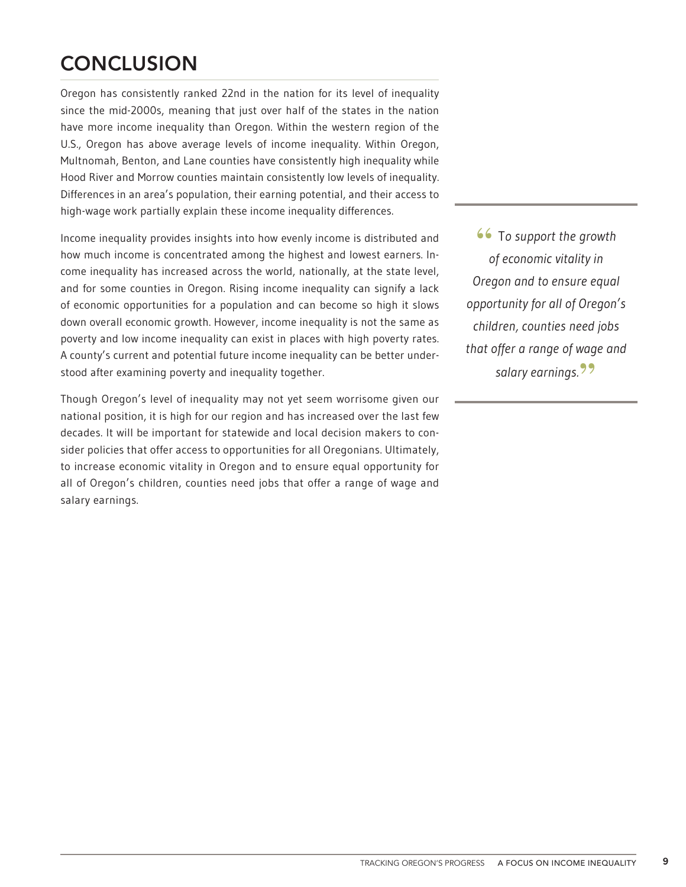# CONCLUSION

Oregon has consistently ranked 22nd in the nation for its level of inequality since the mid-2000s, meaning that just over half of the states in the nation have more income inequality than Oregon. Within the western region of the U.S., Oregon has above average levels of income inequality. Within Oregon, Multnomah, Benton, and Lane counties have consistently high inequality while Hood River and Morrow counties maintain consistently low levels of inequality. Differences in an area's population, their earning potential, and their access to high-wage work partially explain these income inequality differences.

Income inequality provides insights into how evenly income is distributed and how much income is concentrated among the highest and lowest earners. Income inequality has increased across the world, nationally, at the state level, and for some counties in Oregon. Rising income inequality can signify a lack of economic opportunities for a population and can become so high it slows down overall economic growth. However, income inequality is not the same as poverty and low income inequality can exist in places with high poverty rates. A county's current and potential future income inequality can be better understood after examining poverty and inequality together.

Though Oregon's level of inequality may not yet seem worrisome given our national position, it is high for our region and has increased over the last few decades. It will be important for statewide and local decision makers to consider policies that offer access to opportunities for all Oregonians. Ultimately, to increase economic vitality in Oregon and to ensure equal opportunity for all of Oregon's children, counties need jobs that offer a range of wage and salary earnings.

> *"To support the growth of economic vitality in Oregon and to ensure equal opportunity for all of Oregon's children, counties need jobs that offer a range of wage and salary earnings."*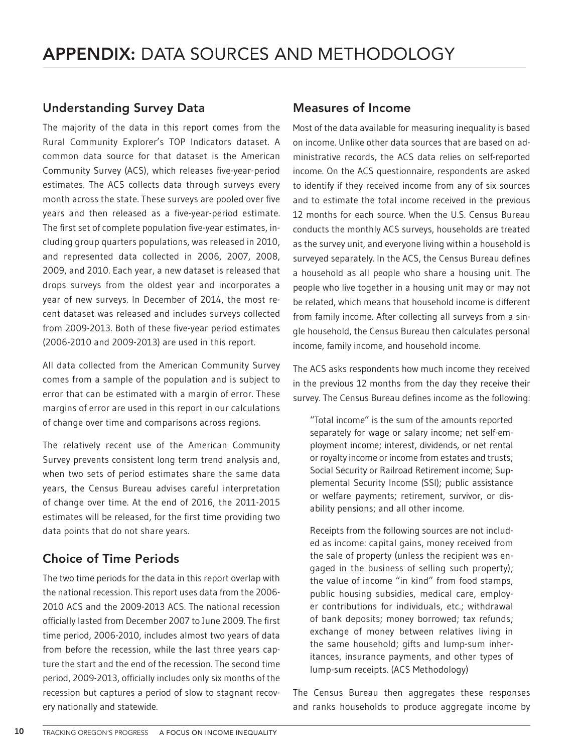# APPENDIX: DATA SOURCES AND METHODOLOGY

## Understanding Survey Data

The majority of the data in this report comes from the Rural Community Explorer's TOP Indicators dataset. A common data source for that dataset is the American Community Survey (ACS), which releases five-year-period estimates. The ACS collects data through surveys every month across the state. These surveys are pooled over five years and then released as a five-year-period estimate. The first set of complete population five-year estimates, including group quarters populations, was released in 2010, and represented data collected in 2006, 2007, 2008, 2009, and 2010. Each year, a new dataset is released that drops surveys from the oldest year and incorporates a year of new surveys. In December of 2014, the most recent dataset was released and includes surveys collected from 2009-2013. Both of these five-year period estimates (2006-2010 and 2009-2013) are used in this report.

All data collected from the American Community Survey comes from a sample of the population and is subject to error that can be estimated with a margin of error. These margins of error are used in this report in our calculations of change over time and comparisons across regions.

The relatively recent use of the American Community Survey prevents consistent long term trend analysis and, when two sets of period estimates share the same data years, the Census Bureau advises careful interpretation of change over time. At the end of 2016, the 2011-2015 estimates will be released, for the first time providing two data points that do not share years.

## Choice of Time Periods

The two time periods for the data in this report overlap with the national recession. This report uses data from the 2006-2010 ACS and the 2009-2013 ACS. The national recession officially lasted from December 2007 to June 2009. The first time period, 2006-2010, includes almost two years of data from before the recession, while the last three years capture the start and the end of the recession. The second time period, 2009-2013, officially includes only six months of the recession but captures a period of slow to stagnant recovery nationally and statewide.

## Measures of Income

Most of the data available for measuring inequality is based on income. Unlike other data sources that are based on administrative records, the ACS data relies on self-reported income. On the ACS questionnaire, respondents are asked to identify if they received income from any of six sources and to estimate the total income received in the previous 12 months for each source. When the U.S. Census Bureau conducts the monthly ACS surveys, households are treated as the survey unit, and everyone living within a household is surveyed separately. In the ACS, the Census Bureau defines a household as all people who share a housing unit. The people who live together in a housing unit may or may not be related, which means that household income is different from family income. After collecting all surveys from a single household, the Census Bureau then calculates personal income, family income, and household income.

The ACS asks respondents how much income they received in the previous 12 months from the day they receive their survey. The Census Bureau defines income as the following:

> "Total income" is the sum of the amounts reported separately for wage or salary income; net self-employment income; interest, dividends, or net rental or royalty income or income from estates and trusts; Social Security or Railroad Retirement income; Supplemental Security Income (SSI); public assistance or welfare payments; retirement, survivor, or disability pensions; and all other income.
>
> Receipts from the following sources are not included as income: capital gains, money received from the sale of property (unless the recipient was engaged in the business of selling such property); the value of income "in kind" from food stamps, public housing subsidies, medical care, employer contributions for individuals, etc.; withdrawal of bank deposits; money borrowed; tax refunds; exchange of money between relatives living in the same household; gifts and lump-sum inheritances, insurance payments, and other types of lump-sum receipts. (ACS Methodology)

The Census Bureau then aggregates these responses and ranks households to produce aggregate income by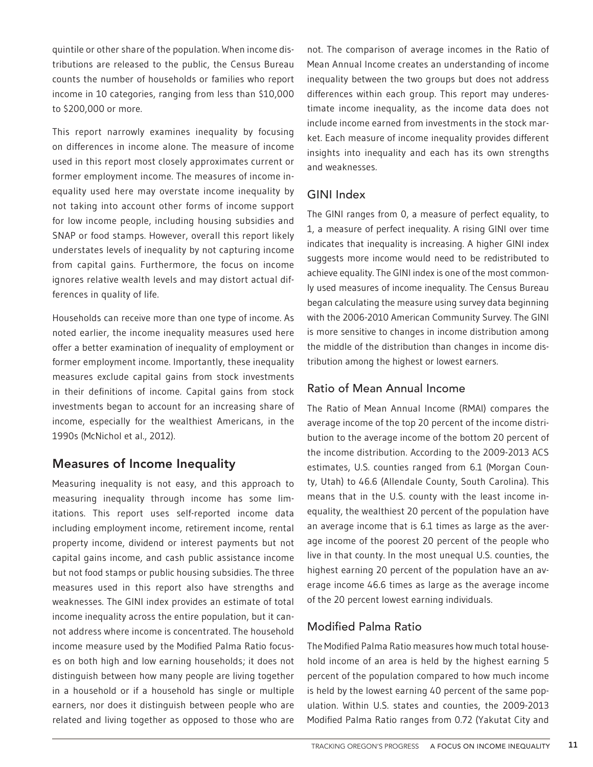quintile or other share of the population. When income distributions are released to the public, the Census Bureau counts the number of households or families who report income in 10 categories, ranging from less than $10,000 to $200,000 or more.

This report narrowly examines inequality by focusing on differences in income alone. The measure of income used in this report most closely approximates current or former employment income. The measures of income inequality used here may overstate income inequality by not taking into account other forms of income support for low income people, including housing subsidies and SNAP or food stamps. However, overall this report likely understates levels of inequality by not capturing income from capital gains. Furthermore, the focus on income ignores relative wealth levels and may distort actual differences in quality of life.

Households can receive more than one type of income. As noted earlier, the income inequality measures used here offer a better examination of inequality of employment or former employment income. Importantly, these inequality measures exclude capital gains from stock investments in their definitions of income. Capital gains from stock investments began to account for an increasing share of income, especially for the wealthiest Americans, in the 1990s (McNichol et al., 2012).

## Measures of Income Inequality

Measuring inequality is not easy, and this approach to measuring inequality through income has some limitations. This report uses self-reported income data including employment income, retirement income, rental property income, dividend or interest payments but not capital gains income, and cash public assistance income but not food stamps or public housing subsidies. The three measures used in this report also have strengths and weaknesses. The GINI index provides an estimate of total income inequality across the entire population, but it cannot address where income is concentrated. The household income measure used by the Modified Palma Ratio focuses on both high and low earning households; it does not distinguish between how many people are living together in a household or if a household has single or multiple earners, nor does it distinguish between people who are related and living together as opposed to those who are not. The comparison of average incomes in the Ratio of Mean Annual Income creates an understanding of income inequality between the two groups but does not address differences within each group. This report may underestimate income inequality, as the income data does not include income earned from investments in the stock market. Each measure of income inequality provides different insights into inequality and each has its own strengths and weaknesses.

### GINI Index

The GINI ranges from 0, a measure of perfect equality, to 1, a measure of perfect inequality. A rising GINI over time indicates that inequality is increasing. A higher GINI index suggests more income would need to be redistributed to achieve equality. The GINI index is one of the most commonly used measures of income inequality. The Census Bureau began calculating the measure using survey data beginning with the 2006-2010 American Community Survey. The GINI is more sensitive to changes in income distribution among the middle of the distribution than changes in income distribution among the highest or lowest earners.

### Ratio of Mean Annual Income

The Ratio of Mean Annual Income (RMAI) compares the average income of the top 20 percent of the income distribution to the average income of the bottom 20 percent of the income distribution. According to the 2009-2013 ACS estimates, U.S. counties ranged from 6.1 (Morgan County, Utah) to 46.6 (Allendale County, South Carolina). This means that in the U.S. county with the least income inequality, the wealthiest 20 percent of the population have an average income that is 6.1 times as large as the average income of the poorest 20 percent of the people who live in that county. In the most unequal U.S. counties, the highest earning 20 percent of the population have an average income 46.6 times as large as the average income of the 20 percent lowest earning individuals.

### Modified Palma Ratio

The Modified Palma Ratio measures how much total household income of an area is held by the highest earning 5 percent of the population compared to how much income is held by the lowest earning 40 percent of the same population. Within U.S. states and counties, the 2009-2013 Modified Palma Ratio ranges from 0.72 (Yakutat City and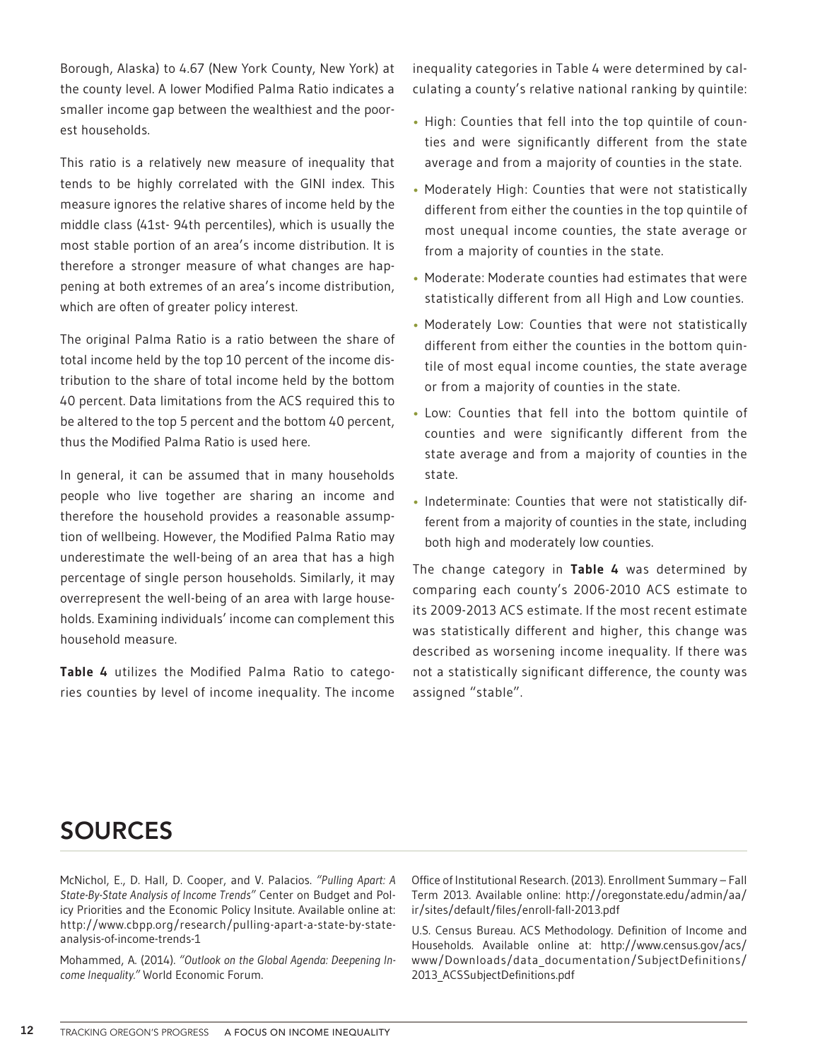Borough, Alaska) to 4.67 (New York County, New York) at the county level. A lower Modified Palma Ratio indicates a smaller income gap between the wealthiest and the poorest households.

This ratio is a relatively new measure of inequality that tends to be highly correlated with the GINI index. This measure ignores the relative shares of income held by the middle class (41st- 94th percentiles), which is usually the most stable portion of an area's income distribution. It is therefore a stronger measure of what changes are happening at both extremes of an area's income distribution, which are often of greater policy interest.

The original Palma Ratio is a ratio between the share of total income held by the top 10 percent of the income distribution to the share of total income held by the bottom 40 percent. Data limitations from the ACS required this to be altered to the top 5 percent and the bottom 40 percent, thus the Modified Palma Ratio is used here.

In general, it can be assumed that in many households people who live together are sharing an income and therefore the household provides a reasonable assumption of wellbeing. However, the Modified Palma Ratio may underestimate the well-being of an area that has a high percentage of single person households. Similarly, it may overrepresent the well-being of an area with large households. Examining individuals' income can complement this household measure.

**Table 4** utilizes the Modified Palma Ratio to categories counties by level of income inequality. The income inequality categories in Table 4 were determined by calculating a county's relative national ranking by quintile:

- High: Counties that fell into the top quintile of counties and were significantly different from the state average and from a majority of counties in the state.
- Moderately High: Counties that were not statistically different from either the counties in the top quintile of most unequal income counties, the state average or from a majority of counties in the state.
- Moderate: Moderate counties had estimates that were statistically different from all High and Low counties.
- Moderately Low: Counties that were not statistically different from either the counties in the bottom quintile of most equal income counties, the state average or from a majority of counties in the state.
- Low: Counties that fell into the bottom quintile of counties and were significantly different from the state average and from a majority of counties in the state.
- Indeterminate: Counties that were not statistically different from a majority of counties in the state, including both high and moderately low counties.

The change category in **Table 4** was determined by comparing each county's 2006-2010 ACS estimate to its 2009-2013 ACS estimate. If the most recent estimate was statistically different and higher, this change was described as worsening income inequality. If there was not a statistically significant difference, the county was assigned "stable".

## SOURCES

McNichol, E., D. Hall, D. Cooper, and V. Palacios. *"Pulling Apart: A State-By-State Analysis of Income Trends"* Center on Budget and Policy Priorities and the Economic Policy Insitute. Available online at: http://www.cbpp.org/research/pulling-apart-a-state-by-state-analysis-of-income-trends-1

Mohammed, A. (2014). *"Outlook on the Global Agenda: Deepening Income Inequality."* World Economic Forum.

Office of Institutional Research. (2013). Enrollment Summary – Fall Term 2013. Available online: http://oregonstate.edu/admin/aa/ir/sites/default/files/enroll-fall-2013.pdf

U.S. Census Bureau. ACS Methodology. Definition of Income and Households. Available online at: http://www.census.gov/acs/www/Downloads/data_documentation/SubjectDefinitions/2013_ACSSubjectDefinitions.pdf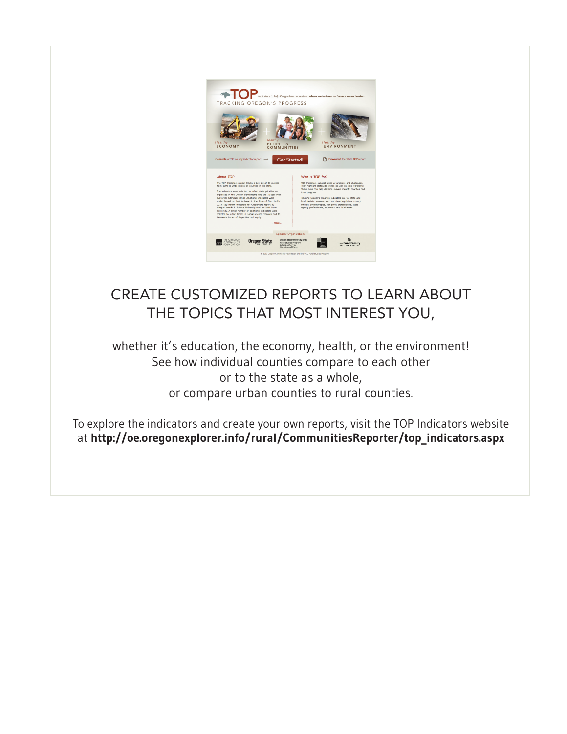## CREATE CUSTOMIZED REPORTS TO LEARN ABOUT THE TOPICS THAT MOST INTEREST YOU,

whether it's education, the economy, health, or the environment!
See how individual counties compare to each other
or to the state as a whole,
or compare urban counties to rural counties.

To explore the indicators and create your own reports, visit the TOP Indicators website at **http://oe.oregonexplorer.info/rural/CommunitiesReporter/top_indicators.aspx**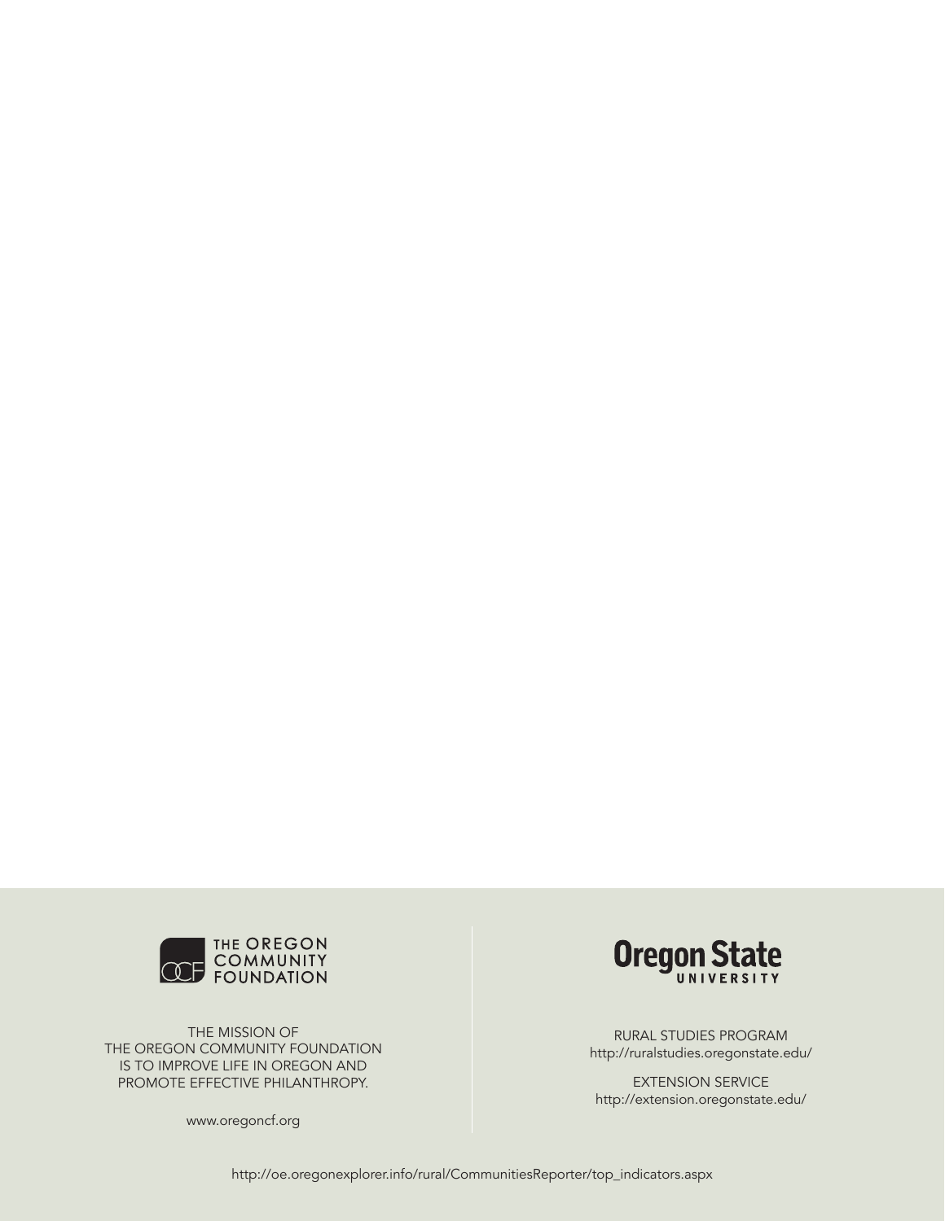THE OREGON COMMUNITY FOUNDATION

THE MISSION OF
THE OREGON COMMUNITY FOUNDATION
IS TO IMPROVE LIFE IN OREGON AND
PROMOTE EFFECTIVE PHILANTHROPY.

www.oregoncf.org

Oregon State UNIVERSITY

RURAL STUDIES PROGRAM
http://ruralstudies.oregonstate.edu/

EXTENSION SERVICE
http://extension.oregonstate.edu/

http://oe.oregonexplorer.info/rural/CommunitiesReporter/top_indicators.aspx